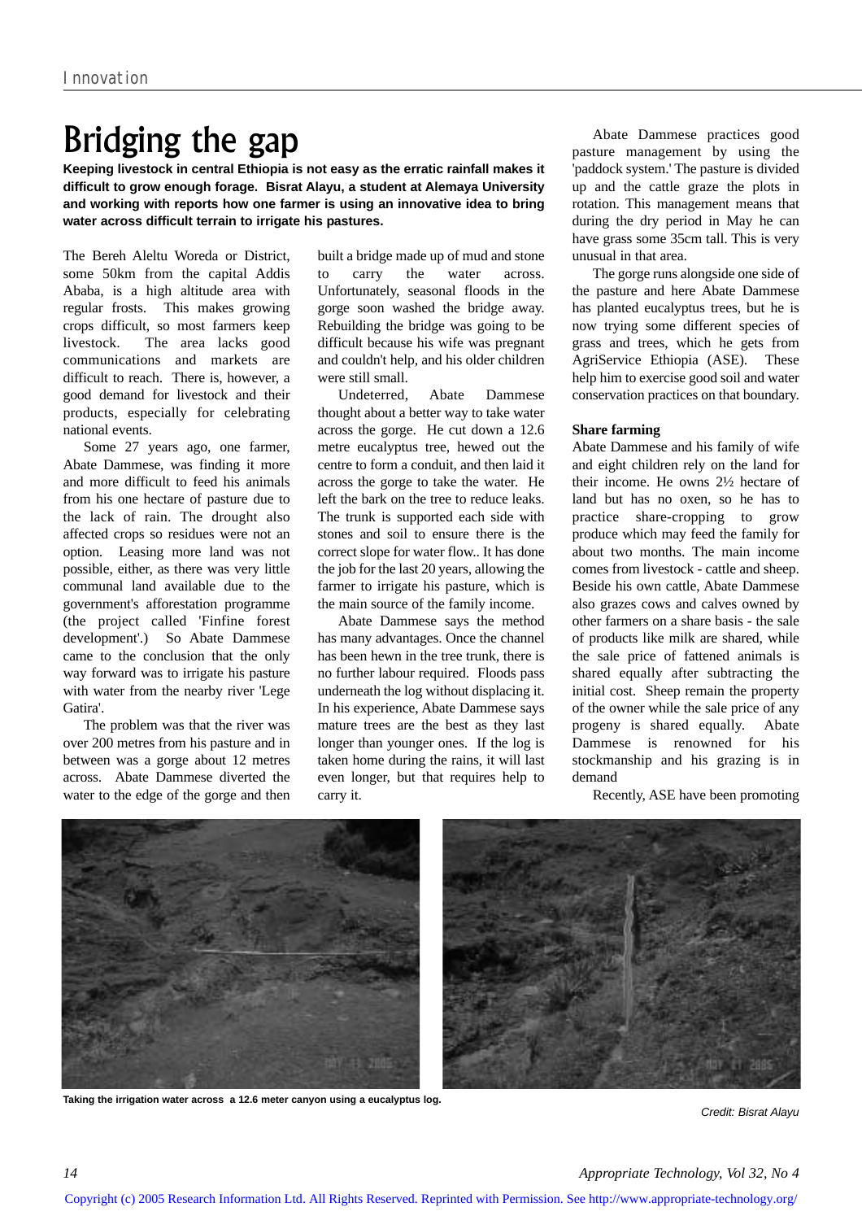# Bridging the gap

**Keeping livestock in central Ethiopia is not easy as the erratic rainfall makes it difficult to grow enough forage. Bisrat Alayu, a student at Alemaya University and working with reports how one farmer is using an innovative idea to bring water across difficult terrain to irrigate his pastures.**

The Bereh Aleltu Woreda or District, some 50km from the capital Addis Ababa, is a high altitude area with regular frosts. This makes growing crops difficult, so most farmers keep livestock. The area lacks good communications and markets are difficult to reach. There is, however, a good demand for livestock and their products, especially for celebrating national events.

Some 27 years ago, one farmer, Abate Dammese, was finding it more and more difficult to feed his animals from his one hectare of pasture due to the lack of rain. The drought also affected crops so residues were not an option. Leasing more land was not possible, either, as there was very little communal land available due to the government's afforestation programme (the project called 'Finfine forest development'.) So Abate Dammese came to the conclusion that the only way forward was to irrigate his pasture with water from the nearby river 'Lege Gatira'.

The problem was that the river was over 200 metres from his pasture and in between was a gorge about 12 metres across. Abate Dammese diverted the water to the edge of the gorge and then built a bridge made up of mud and stone to carry the water across. Unfortunately, seasonal floods in the gorge soon washed the bridge away. Rebuilding the bridge was going to be difficult because his wife was pregnant and couldn't help, and his older children were still small.

Undeterred, Abate Dammese thought about a better way to take water across the gorge. He cut down a 12.6 metre eucalyptus tree, hewed out the centre to form a conduit, and then laid it across the gorge to take the water. He left the bark on the tree to reduce leaks. The trunk is supported each side with stones and soil to ensure there is the correct slope for water flow.. It has done the job for the last 20 years, allowing the farmer to irrigate his pasture, which is the main source of the family income.

Abate Dammese says the method has many advantages. Once the channel has been hewn in the tree trunk, there is no further labour required. Floods pass underneath the log without displacing it. In his experience, Abate Dammese says mature trees are the best as they last longer than younger ones. If the log is taken home during the rains, it will last even longer, but that requires help to carry it.

Abate Dammese practices good pasture management by using the 'paddock system.' The pasture is divided up and the cattle graze the plots in rotation. This management means that during the dry period in May he can have grass some 35cm tall. This is very unusual in that area.

The gorge runs alongside one side of the pasture and here Abate Dammese has planted eucalyptus trees, but he is now trying some different species of grass and trees, which he gets from AgriService Ethiopia (ASE). These help him to exercise good soil and water conservation practices on that boundary.

## Share farming

Abate Dammese and his family of wife and eight children rely on the land for their income. He owns 2½ hectare of land but has no oxen, so he has to practice share-cropping to grow produce which may feed the family for about two months. The main income comes from livestock - cattle and sheep. Beside his own cattle, Abate Dammese also grazes cows and calves owned by other farmers on a share basis - the sale of products like milk are shared, while the sale price of fattened animals is shared equally after subtracting the initial cost. Sheep remain the property of the owner while the sale price of any progeny is shared equally. Abate Dammese is renowned for his stockmanship and his grazing is in demand

Recently, ASE have been promoting

Taking the irrigation water across a 12.6 meter canyon using a eucalyptus log.

*Credit: Bisrat Alayu*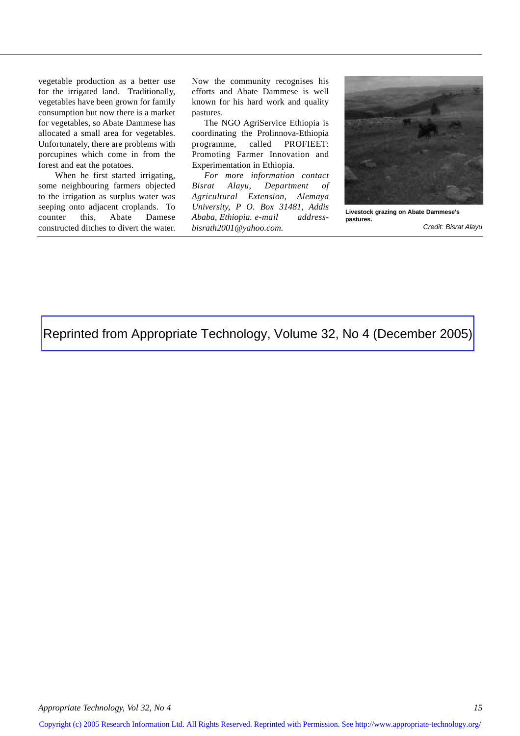vegetable production as a better use for the irrigated land. Traditionally, vegetables have been grown for family consumption but now there is a market for vegetables, so Abate Dammese has allocated a small area for vegetables. Unfortunately, there are problems with porcupines which come in from the forest and eat the potatoes.

When he first started irrigating, some neighbouring farmers objected to the irrigation as surplus water was seeping onto adjacent croplands. To counter this, Abate Damese constructed ditches to divert the water. Now the community recognises his efforts and Abate Dammese is well known for his hard work and quality pastures.

The NGO AgriService Ethiopia is coordinating the Prolinnova-Ethiopia programme, called PROFIEET: Promoting Farmer Innovation and Experimentation in Ethiopia.

*For more information contact Bisrat Alayu, Department of Agricultural Extension, Alemaya University, P O. Box 31481, Addis Ababa, Ethiopia. e-mail address- bisrath2001@yahoo.com.*

**Livestock grazing on Abate Dammese's pastures.**

*Credit: Bisrat Alayu*

Reprinted from Appropriate Technology, Volume 32, No 4 (December 2005)

Copyright (c) 2005 Research Information Ltd. All Rights Reserved. Reprinted with Permission. See http://www.appropriate-technology.org/